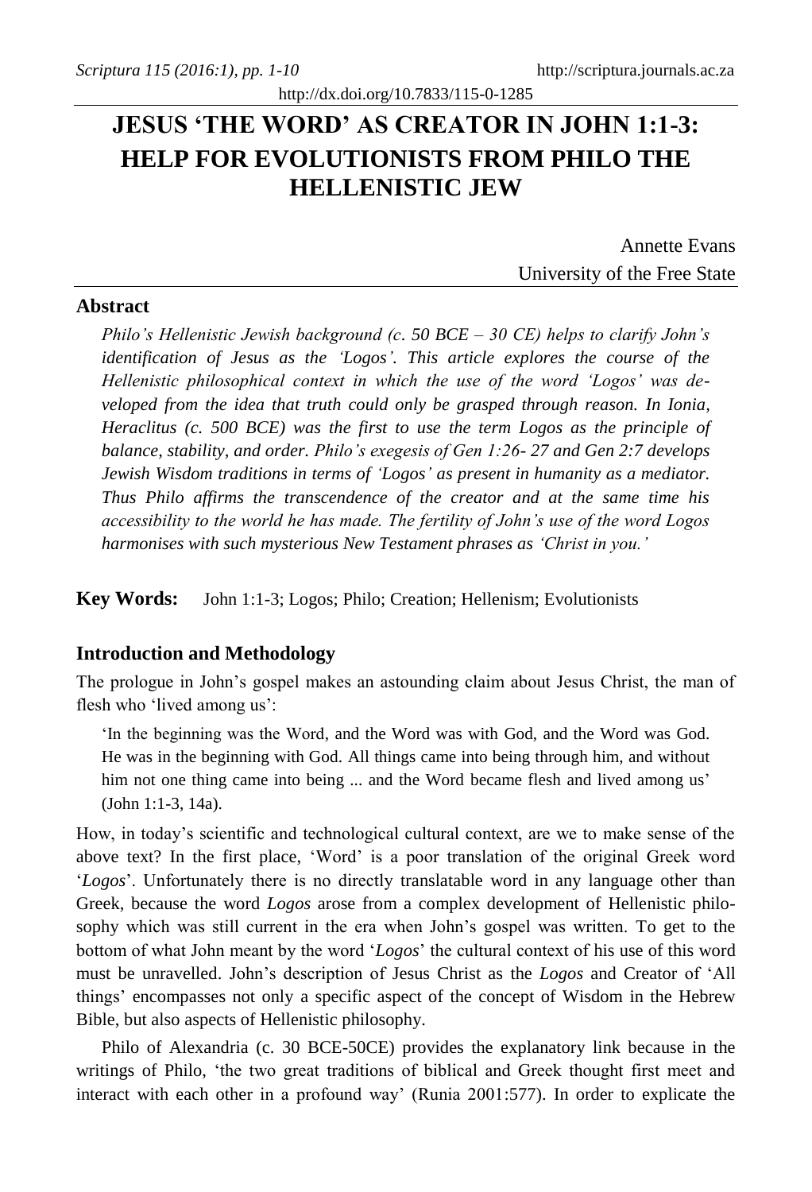# JESUS 'THE WORD' AS CREATOR IN JOHN 1:1-3: HELP FOR EVOLUTIONISTS FROM PHILO THE HELLENISTIC JEW

Annette Evans
University of the Free State

## Abstract

*Philo's Hellenistic Jewish background (c. 50 BCE – 30 CE) helps to clarify John's identification of Jesus as the 'Logos'. This article explores the course of the Hellenistic philosophical context in which the use of the word 'Logos' was developed from the idea that truth could only be grasped through reason. In Ionia, Heraclitus (c. 500 BCE) was the first to use the term Logos as the principle of balance, stability, and order. Philo's exegesis of Gen 1:26- 27 and Gen 2:7 develops Jewish Wisdom traditions in terms of 'Logos' as present in humanity as a mediator. Thus Philo affirms the transcendence of the creator and at the same time his accessibility to the world he has made. The fertility of John's use of the word Logos harmonises with such mysterious New Testament phrases as 'Christ in you.'*

**Key Words:** John 1:1-3; Logos; Philo; Creation; Hellenism; Evolutionists

## Introduction and Methodology

The prologue in John's gospel makes an astounding claim about Jesus Christ, the man of flesh who 'lived among us':

> 'In the beginning was the Word, and the Word was with God, and the Word was God. He was in the beginning with God. All things came into being through him, and without him not one thing came into being ... and the Word became flesh and lived among us' (John 1:1-3, 14a).

How, in today's scientific and technological cultural context, are we to make sense of the above text? In the first place, 'Word' is a poor translation of the original Greek word '*Logos*'. Unfortunately there is no directly translatable word in any language other than Greek, because the word *Logos* arose from a complex development of Hellenistic philosophy which was still current in the era when John's gospel was written. To get to the bottom of what John meant by the word '*Logos*' the cultural context of his use of this word must be unravelled. John's description of Jesus Christ as the *Logos* and Creator of 'All things' encompasses not only a specific aspect of the concept of Wisdom in the Hebrew Bible, but also aspects of Hellenistic philosophy.

Philo of Alexandria (c. 30 BCE-50CE) provides the explanatory link because in the writings of Philo, 'the two great traditions of biblical and Greek thought first meet and interact with each other in a profound way' (Runia 2001:577). In order to explicate the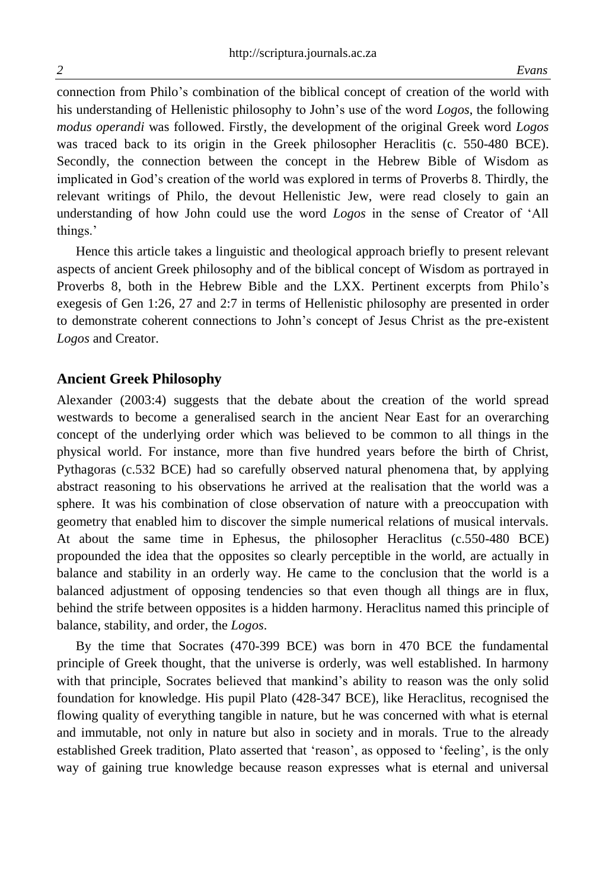connection from Philo's combination of the biblical concept of creation of the world with his understanding of Hellenistic philosophy to John's use of the word *Logos*, the following *modus operandi* was followed. Firstly, the development of the original Greek word *Logos* was traced back to its origin in the Greek philosopher Heraclitis (c. 550-480 BCE). Secondly, the connection between the concept in the Hebrew Bible of Wisdom as implicated in God's creation of the world was explored in terms of Proverbs 8. Thirdly, the relevant writings of Philo, the devout Hellenistic Jew, were read closely to gain an understanding of how John could use the word *Logos* in the sense of Creator of 'All things.'

Hence this article takes a linguistic and theological approach briefly to present relevant aspects of ancient Greek philosophy and of the biblical concept of Wisdom as portrayed in Proverbs 8, both in the Hebrew Bible and the LXX. Pertinent excerpts from Philo's exegesis of Gen 1:26, 27 and 2:7 in terms of Hellenistic philosophy are presented in order to demonstrate coherent connections to John's concept of Jesus Christ as the pre-existent *Logos* and Creator.

## Ancient Greek Philosophy

Alexander (2003:4) suggests that the debate about the creation of the world spread westwards to become a generalised search in the ancient Near East for an overarching concept of the underlying order which was believed to be common to all things in the physical world. For instance, more than five hundred years before the birth of Christ, Pythagoras (c.532 BCE) had so carefully observed natural phenomena that, by applying abstract reasoning to his observations he arrived at the realisation that the world was a sphere. It was his combination of close observation of nature with a preoccupation with geometry that enabled him to discover the simple numerical relations of musical intervals. At about the same time in Ephesus, the philosopher Heraclitus (c.550-480 BCE) propounded the idea that the opposites so clearly perceptible in the world, are actually in balance and stability in an orderly way. He came to the conclusion that the world is a balanced adjustment of opposing tendencies so that even though all things are in flux, behind the strife between opposites is a hidden harmony. Heraclitus named this principle of balance, stability, and order, the *Logos*.

By the time that Socrates (470-399 BCE) was born in 470 BCE the fundamental principle of Greek thought, that the universe is orderly, was well established. In harmony with that principle, Socrates believed that mankind's ability to reason was the only solid foundation for knowledge. His pupil Plato (428-347 BCE), like Heraclitus, recognised the flowing quality of everything tangible in nature, but he was concerned with what is eternal and immutable, not only in nature but also in society and in morals. True to the already established Greek tradition, Plato asserted that 'reason', as opposed to 'feeling', is the only way of gaining true knowledge because reason expresses what is eternal and universal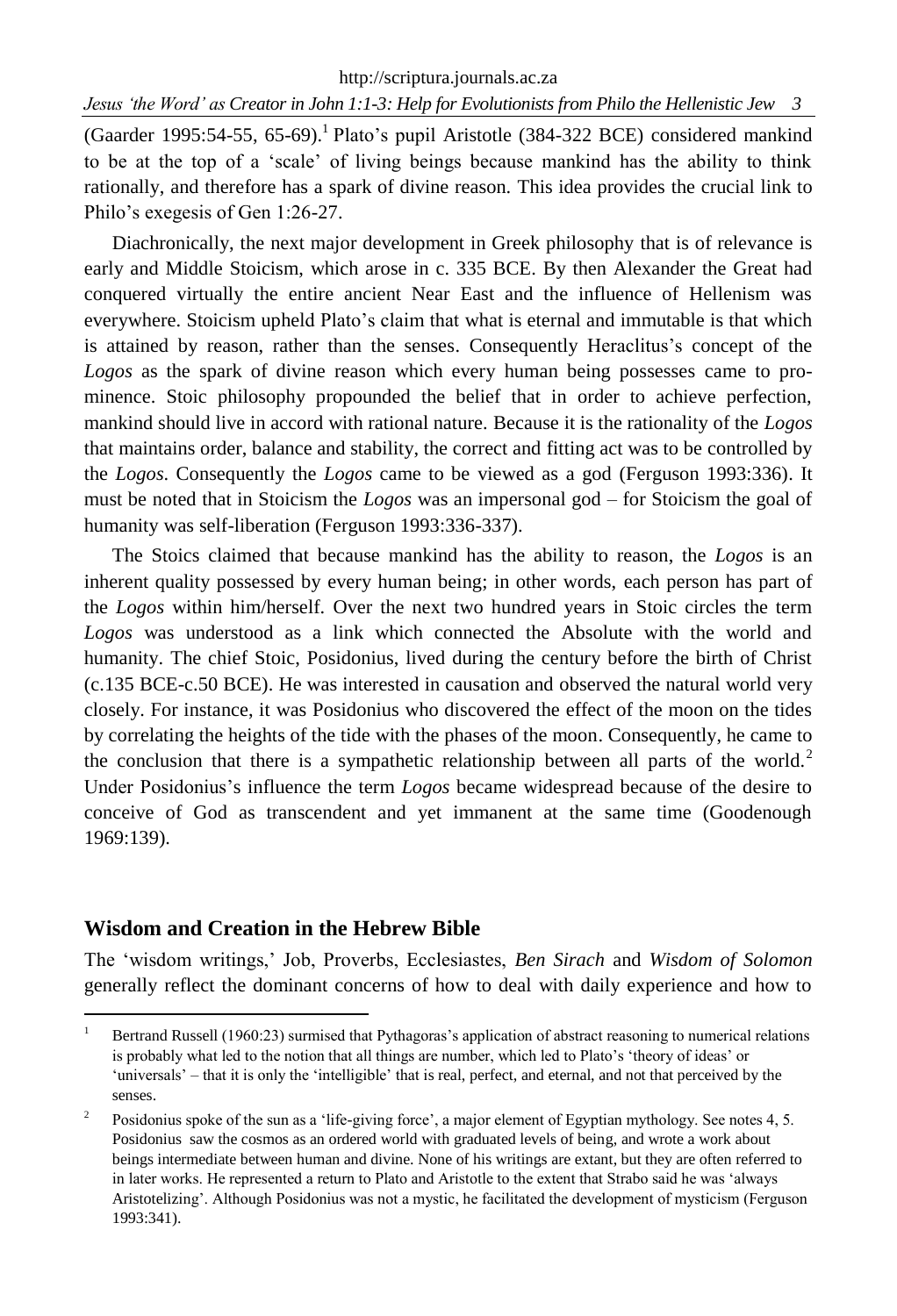(Gaarder 1995:54-55, 65-69).[1] Plato's pupil Aristotle (384-322 BCE) considered mankind to be at the top of a 'scale' of living beings because mankind has the ability to think rationally, and therefore has a spark of divine reason. This idea provides the crucial link to Philo's exegesis of Gen 1:26-27.

Diachronically, the next major development in Greek philosophy that is of relevance is early and Middle Stoicism, which arose in c. 335 BCE. By then Alexander the Great had conquered virtually the entire ancient Near East and the influence of Hellenism was everywhere. Stoicism upheld Plato's claim that what is eternal and immutable is that which is attained by reason, rather than the senses. Consequently Heraclitus's concept of the *Logos* as the spark of divine reason which every human being possesses came to prominence. Stoic philosophy propounded the belief that in order to achieve perfection, mankind should live in accord with rational nature. Because it is the rationality of the *Logos* that maintains order, balance and stability, the correct and fitting act was to be controlled by the *Logos*. Consequently the *Logos* came to be viewed as a god (Ferguson 1993:336). It must be noted that in Stoicism the *Logos* was an impersonal god – for Stoicism the goal of humanity was self-liberation (Ferguson 1993:336-337).

The Stoics claimed that because mankind has the ability to reason, the *Logos* is an inherent quality possessed by every human being; in other words, each person has part of the *Logos* within him/herself. Over the next two hundred years in Stoic circles the term *Logos* was understood as a link which connected the Absolute with the world and humanity. The chief Stoic, Posidonius, lived during the century before the birth of Christ (c.135 BCE-c.50 BCE). He was interested in causation and observed the natural world very closely. For instance, it was Posidonius who discovered the effect of the moon on the tides by correlating the heights of the tide with the phases of the moon. Consequently, he came to the conclusion that there is a sympathetic relationship between all parts of the world.[2] Under Posidonius's influence the term *Logos* became widespread because of the desire to conceive of God as transcendent and yet immanent at the same time (Goodenough 1969:139).

## Wisdom and Creation in the Hebrew Bible

The 'wisdom writings,' Job, Proverbs, Ecclesiastes, *Ben Sirach* and *Wisdom of Solomon* generally reflect the dominant concerns of how to deal with daily experience and how to

---

[1] Bertrand Russell (1960:23) surmised that Pythagoras's application of abstract reasoning to numerical relations is probably what led to the notion that all things are number, which led to Plato's 'theory of ideas' or 'universals' – that it is only the 'intelligible' that is real, perfect, and eternal, and not that perceived by the senses.

[2] Posidonius spoke of the sun as a 'life-giving force', a major element of Egyptian mythology. See notes 4, 5. Posidonius saw the cosmos as an ordered world with graduated levels of being, and wrote a work about beings intermediate between human and divine. None of his writings are extant, but they are often referred to in later works. He represented a return to Plato and Aristotle to the extent that Strabo said he was 'always Aristotelizing'. Although Posidonius was not a mystic, he facilitated the development of mysticism (Ferguson 1993:341).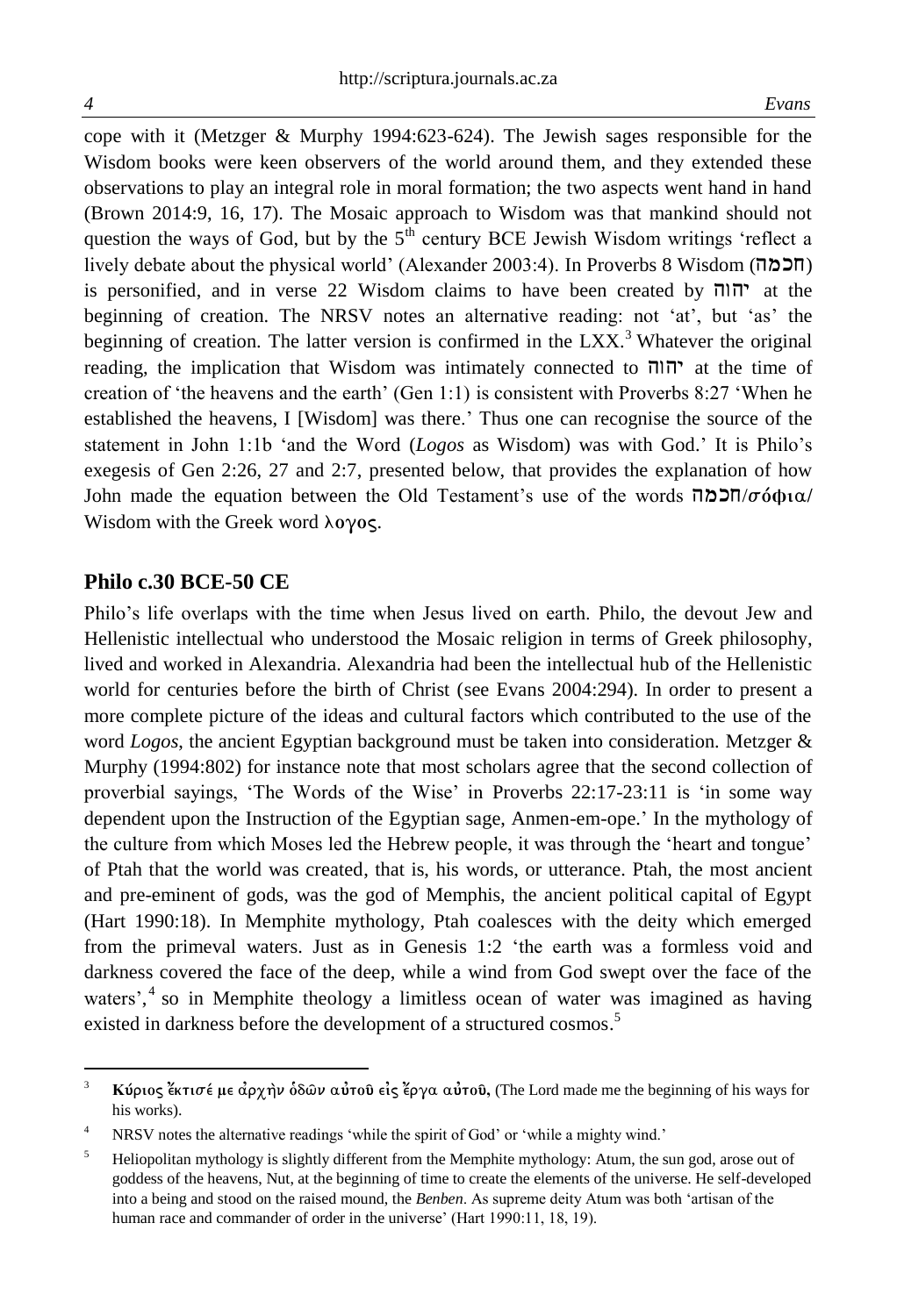cope with it (Metzger & Murphy 1994:623-624). The Jewish sages responsible for the Wisdom books were keen observers of the world around them, and they extended these observations to play an integral role in moral formation; the two aspects went hand in hand (Brown 2014:9, 16, 17). The Mosaic approach to Wisdom was that mankind should not question the ways of God, but by the 5th century BCE Jewish Wisdom writings 'reflect a lively debate about the physical world' (Alexander 2003:4). In Proverbs 8 Wisdom (חכמה) is personified, and in verse 22 Wisdom claims to have been created by יהוה at the beginning of creation. The NRSV notes an alternative reading: not 'at', but 'as' the beginning of creation. The latter version is confirmed in the LXX.[3] Whatever the original reading, the implication that Wisdom was intimately connected to יהוה at the time of creation of 'the heavens and the earth' (Gen 1:1) is consistent with Proverbs 8:27 'When he established the heavens, I [Wisdom] was there.' Thus one can recognise the source of the statement in John 1:1b 'and the Word (*Logos* as Wisdom) was with God.' It is Philo's exegesis of Gen 2:26, 27 and 2:7, presented below, that provides the explanation of how John made the equation between the Old Testament's use of the words חכמה/σόφια/ Wisdom with the Greek word **λογος**.

## Philo c.30 BCE-50 CE

Philo's life overlaps with the time when Jesus lived on earth. Philo, the devout Jew and Hellenistic intellectual who understood the Mosaic religion in terms of Greek philosophy, lived and worked in Alexandria. Alexandria had been the intellectual hub of the Hellenistic world for centuries before the birth of Christ (see Evans 2004:294). In order to present a more complete picture of the ideas and cultural factors which contributed to the use of the word *Logos*, the ancient Egyptian background must be taken into consideration. Metzger & Murphy (1994:802) for instance note that most scholars agree that the second collection of proverbial sayings, 'The Words of the Wise' in Proverbs 22:17-23:11 is 'in some way dependent upon the Instruction of the Egyptian sage, Anmen-em-ope.' In the mythology of the culture from which Moses led the Hebrew people, it was through the 'heart and tongue' of Ptah that the world was created, that is, his words, or utterance. Ptah, the most ancient and pre-eminent of gods, was the god of Memphis, the ancient political capital of Egypt (Hart 1990:18). In Memphite mythology, Ptah coalesces with the deity which emerged from the primeval waters. Just as in Genesis 1:2 'the earth was a formless void and darkness covered the face of the deep, while a wind from God swept over the face of the waters',[4] so in Memphite theology a limitless ocean of water was imagined as having existed in darkness before the development of a structured cosmos.[5]

---

[3] **Κύριος ἔκτισέ με ἀρχὴν ὁδῶν αὐτοῦ εἰς ἔργα αὐτοῦ,** (The Lord made me the beginning of his ways for his works).

[4] NRSV notes the alternative readings 'while the spirit of God' or 'while a mighty wind.'

[5] Heliopolitan mythology is slightly different from the Memphite mythology: Atum, the sun god, arose out of goddess of the heavens, Nut, at the beginning of time to create the elements of the universe. He self-developed into a being and stood on the raised mound, the *Benben*. As supreme deity Atum was both 'artisan of the human race and commander of order in the universe' (Hart 1990:11, 18, 19).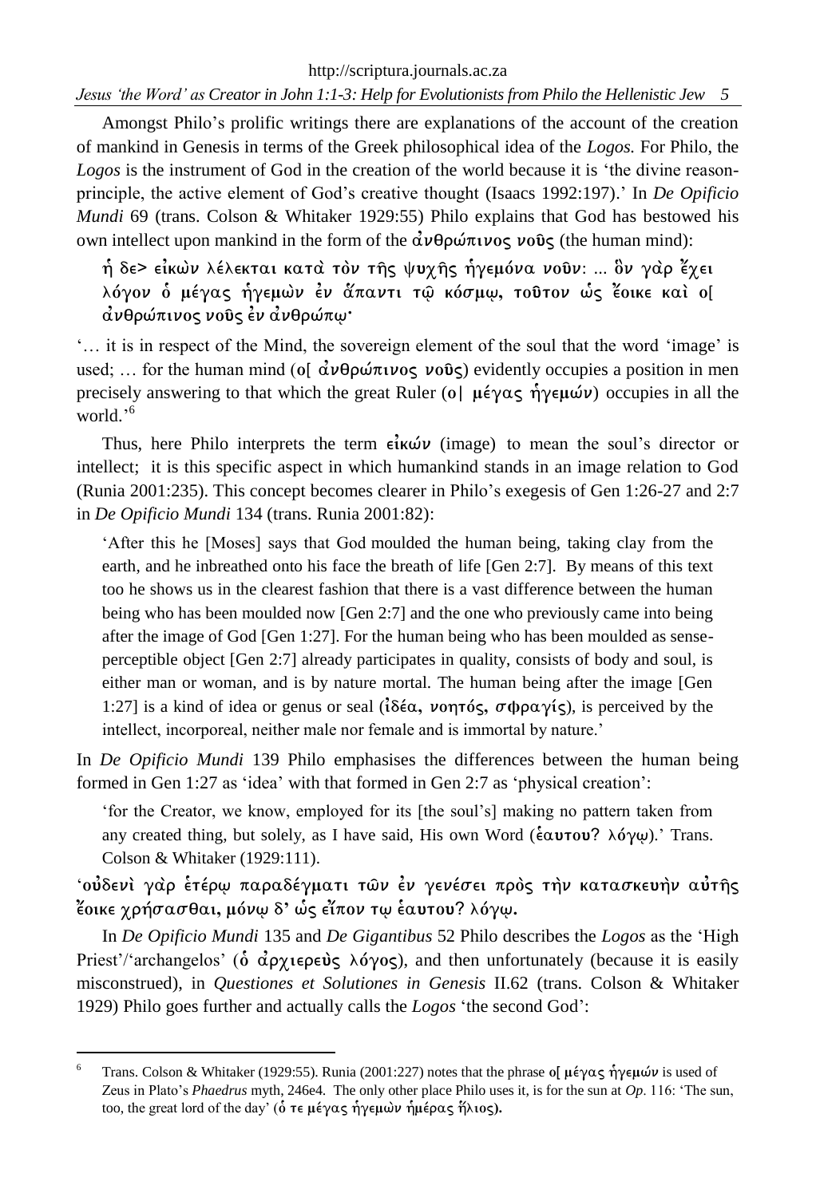Amongst Philo's prolific writings there are explanations of the account of the creation of mankind in Genesis in terms of the Greek philosophical idea of the *Logos.* For Philo, the *Logos* is the instrument of God in the creation of the world because it is 'the divine reason-principle, the active element of God's creative thought (Isaacs 1992:197).' In *De Opificio Mundi* 69 (trans. Colson & Whitaker 1929:55) Philo explains that God has bestowed his own intellect upon mankind in the form of the **ἀνθρώπινος νοῦς** (the human mind):

**ἡ** δε> **εἰκὼν** λέλεκται **κατὰ τὸν** τῆς ψυχῆς ἡγεμόνα **νοῦν**: ... ὃν γὰρ ἔχει λόγον **ὁ** μέγας ἡγεμὼν **ἐν** ἅπαντι **τῷ κόσμῳ, τοῦτον ὡς** ἔοικε **καὶ** ο[ **ἀνθρώπινος νοῦς ἐν ἀνθρώπῳ·**

'… it is in respect of the Mind, the sovereign element of the soul that the word 'image' is used; … for the human mind (**ο[ ἀνθρώπινος νοῦς**) evidently occupies a position in men precisely answering to that which the great Ruler (**ο| μέγας ἡγεμών**) occupies in all the world.'[6]

Thus, here Philo interprets the term **εἰκών** (image) to mean the soul's director or intellect; it is this specific aspect in which humankind stands in an image relation to God (Runia 2001:235). This concept becomes clearer in Philo's exegesis of Gen 1:26-27 and 2:7 in *De Opificio Mundi* 134 (trans. Runia 2001:82):

> 'After this he [Moses] says that God moulded the human being, taking clay from the earth, and he inbreathed onto his face the breath of life [Gen 2:7]. By means of this text too he shows us in the clearest fashion that there is a vast difference between the human being who has been moulded now [Gen 2:7] and the one who previously came into being after the image of God [Gen 1:27]. For the human being who has been moulded as sense-perceptible object [Gen 2:7] already participates in quality, consists of body and soul, is either man or woman, and is by nature mortal. The human being after the image [Gen 1:27] is a kind of idea or genus or seal (**ἰδέα, νοητός, σφραγίς**), is perceived by the intellect, incorporeal, neither male nor female and is immortal by nature.'

In *De Opificio Mundi* 139 Philo emphasises the differences between the human being formed in Gen 1:27 as 'idea' with that formed in Gen 2:7 as 'physical creation':

> 'for the Creator, we know, employed for its [the soul's] making no pattern taken from any created thing, but solely, as I have said, His own Word (**ἑαυτου? λόγῳ**).' Trans. Colson & Whitaker (1929:111).

'**οὐδενὶ** γὰρ **ἑτέρῳ** παραδέγματι **τῶν ἐν** γενέσει **πρὸς** τὴν κατασκευὴν **αὐτῆς** ἔοικε **χρήσασθαι, μόνῳ** δ' **ὡς** εἶπον **τῳ ἑαυτου**? λόγῳ.

In *De Opificio Mundi* 135 and *De Gigantibus* 52 Philo describes the *Logos* as the 'High Priest'/'archangelos' (**ὁ ἀρχιερεὺς λόγος**), and then unfortunately (because it is easily misconstrued), in *Questiones et Solutiones in Genesis* II.62 (trans. Colson & Whitaker 1929) Philo goes further and actually calls the *Logos* 'the second God':

---

[6] Trans. Colson & Whitaker (1929:55). Runia (2001:227) notes that the phrase **ο[ μέγας ἡγεμών** is used of Zeus in Plato's *Phaedrus* myth, 246e4. The only other place Philo uses it, is for the sun at *Op*. 116: 'The sun, too, the great lord of the day' (**ὁ τε μέγας ἡγεμὼν ἡμέρας ἥλιος).**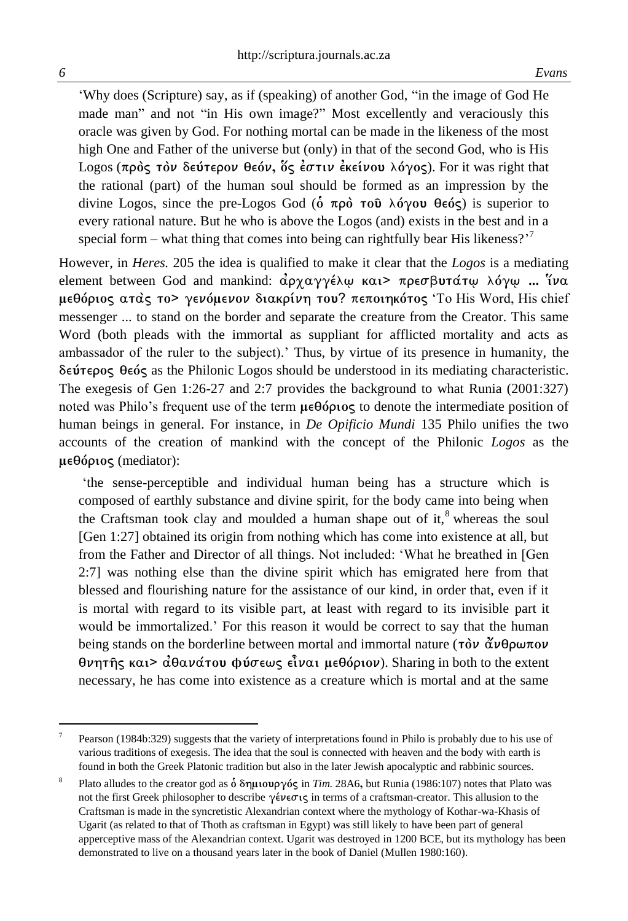'Why does (Scripture) say, as if (speaking) of another God, "in the image of God He made man" and not "in His own image?" Most excellently and veraciously this oracle was given by God. For nothing mortal can be made in the likeness of the most high One and Father of the universe but (only) in that of the second God, who is His Logos (**πρὸς τὸν δεύτερον θεόν, ὅς ἐστιν ἐκείνου λόγος**). For it was right that the rational (part) of the human soul should be formed as an impression by the divine Logos, since the pre-Logos God (**ὁ πρὸ τοῦ λόγου θεός**) is superior to every rational nature. But he who is above the Logos (and) exists in the best and in a special form – what thing that comes into being can rightfully bear His likeness?'[7]

However, in *Heres.* 205 the idea is qualified to make it clear that the *Logos* is a mediating element between God and mankind: **ἀρχαγγέλῳ και> πρεσβυτάτῳ λόγῳ ... ἵνα μεθόριος ατὰς το> γενόμενον διακρίνῃ του? πεποιηκότος** 'To His Word, His chief messenger ... to stand on the border and separate the creature from the Creator. This same Word (both pleads with the immortal as suppliant for afflicted mortality and acts as ambassador of the ruler to the subject).' Thus, by virtue of its presence in humanity, the **δεύτερος θεός** as the Philonic Logos should be understood in its mediating characteristic. The exegesis of Gen 1:26-27 and 2:7 provides the background to what Runia (2001:327) noted was Philo's frequent use of the term **μεθόριος** to denote the intermediate position of human beings in general. For instance, in *De Opificio Mundi* 135 Philo unifies the two accounts of the creation of mankind with the concept of the Philonic *Logos* as the **μεθόριος** (mediator):

'the sense-perceptible and individual human being has a structure which is composed of earthly substance and divine spirit, for the body came into being when the Craftsman took clay and moulded a human shape out of it,[8] whereas the soul [Gen 1:27] obtained its origin from nothing which has come into existence at all, but from the Father and Director of all things. Not included: 'What he breathed in [Gen 2:7] was nothing else than the divine spirit which has emigrated here from that blessed and flourishing nature for the assistance of our kind, in order that, even if it is mortal with regard to its visible part, at least with regard to its invisible part it would be immortalized.' For this reason it would be correct to say that the human being stands on the borderline between mortal and immortal nature (**τὸν ἄνθρωπον θνητῆς και> ἀθανάτου φύσεως εἶναι μεθόριον**). Sharing in both to the extent necessary, he has come into existence as a creature which is mortal and at the same

---

[7] Pearson (1984b:329) suggests that the variety of interpretations found in Philo is probably due to his use of various traditions of exegesis. The idea that the soul is connected with heaven and the body with earth is found in both the Greek Platonic tradition but also in the later Jewish apocalyptic and rabbinic sources.

[8] Plato alludes to the creator god as **ὁ δημιουργός** in *Tim.* 28A6, but Runia (1986:107) notes that Plato was not the first Greek philosopher to describe **γένεσις** in terms of a craftsman-creator. This allusion to the Craftsman is made in the syncretistic Alexandrian context where the mythology of Kothar-wa-Khasis of Ugarit (as related to that of Thoth as craftsman in Egypt) was still likely to have been part of general apperceptive mass of the Alexandrian context. Ugarit was destroyed in 1200 BCE, but its mythology has been demonstrated to live on a thousand years later in the book of Daniel (Mullen 1980:160).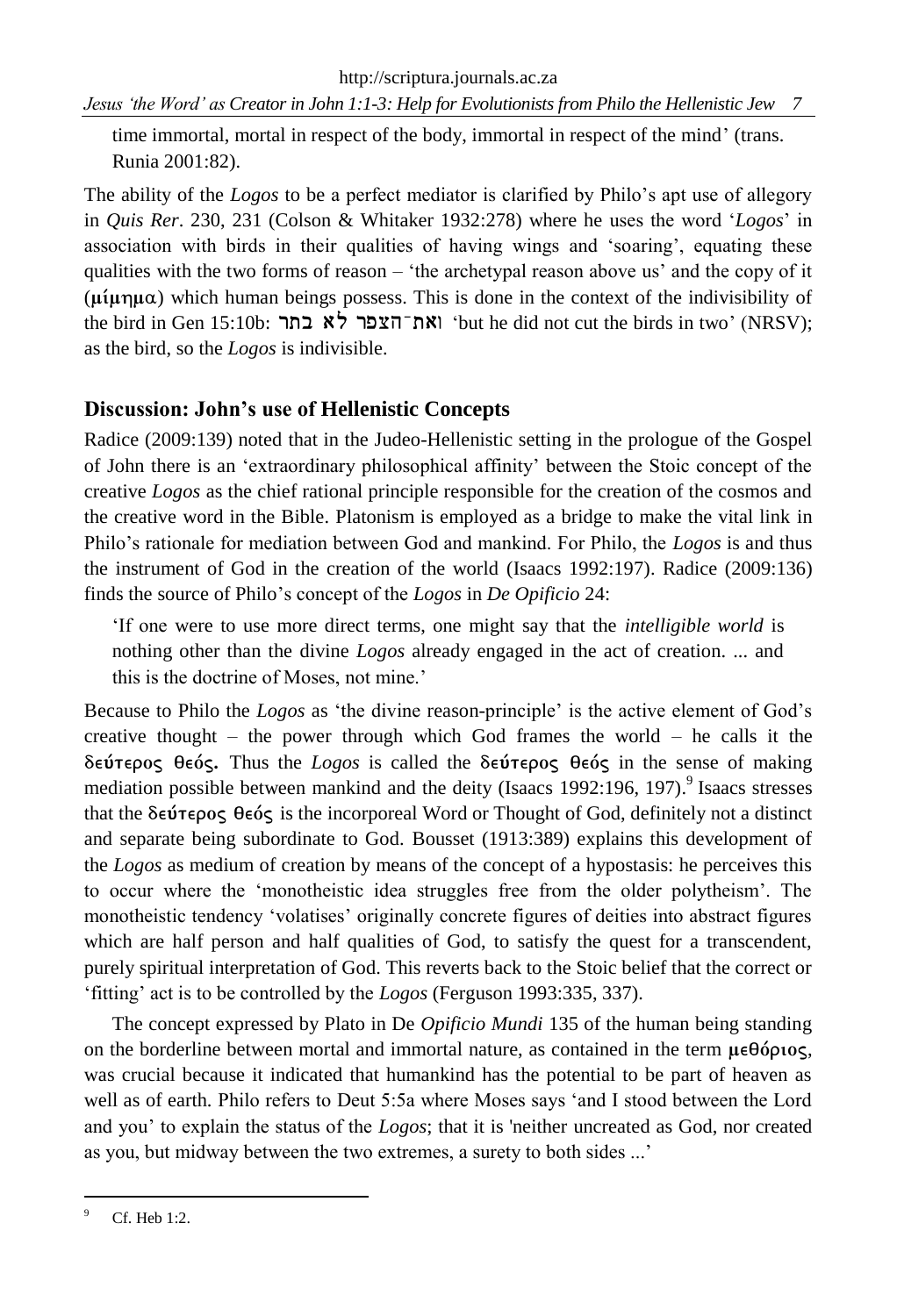time immortal, mortal in respect of the body, immortal in respect of the mind' (trans. Runia 2001:82).

The ability of the *Logos* to be a perfect mediator is clarified by Philo's apt use of allegory in *Quis Rer*. 230, 231 (Colson & Whitaker 1932:278) where he uses the word '*Logos*' in association with birds in their qualities of having wings and 'soaring', equating these qualities with the two forms of reason – 'the archetypal reason above us' and the copy of it (**μίμημα**) which human beings possess. This is done in the context of the indivisibility of the bird in Gen 15:10b: ואת־הצפר לא בתר 'but he did not cut the birds in two' (NRSV); as the bird, so the *Logos* is indivisible.

## Discussion: John's use of Hellenistic Concepts

Radice (2009:139) noted that in the Judeo-Hellenistic setting in the prologue of the Gospel of John there is an 'extraordinary philosophical affinity' between the Stoic concept of the creative *Logos* as the chief rational principle responsible for the creation of the cosmos and the creative word in the Bible. Platonism is employed as a bridge to make the vital link in Philo's rationale for mediation between God and mankind. For Philo, the *Logos* is and thus the instrument of God in the creation of the world (Isaacs 1992:197). Radice (2009:136) finds the source of Philo's concept of the *Logos* in *De Opificio* 24:

> 'If one were to use more direct terms, one might say that the *intelligible world* is nothing other than the divine *Logos* already engaged in the act of creation. ... and this is the doctrine of Moses, not mine.'

Because to Philo the *Logos* as 'the divine reason-principle' is the active element of God's creative thought – the power through which God frames the world – he calls it the **δεύτερος θεός.** Thus the *Logos* is called the **δεύτερος θεός** in the sense of making mediation possible between mankind and the deity (Isaacs 1992:196, 197).[9] Isaacs stresses that the **δεύτερος θεός** is the incorporeal Word or Thought of God, definitely not a distinct and separate being subordinate to God. Bousset (1913:389) explains this development of the *Logos* as medium of creation by means of the concept of a hypostasis: he perceives this to occur where the 'monotheistic idea struggles free from the older polytheism'. The monotheistic tendency 'volatises' originally concrete figures of deities into abstract figures which are half person and half qualities of God, to satisfy the quest for a transcendent, purely spiritual interpretation of God. This reverts back to the Stoic belief that the correct or 'fitting' act is to be controlled by the *Logos* (Ferguson 1993:335, 337).

The concept expressed by Plato in De *Opificio Mundi* 135 of the human being standing on the borderline between mortal and immortal nature, as contained in the term **μεθόριος**, was crucial because it indicated that humankind has the potential to be part of heaven as well as of earth. Philo refers to Deut 5:5a where Moses says 'and I stood between the Lord and you' to explain the status of the *Logos*; that it is 'neither uncreated as God, nor created as you, but midway between the two extremes, a surety to both sides ...'

---

[9] Cf. Heb 1:2.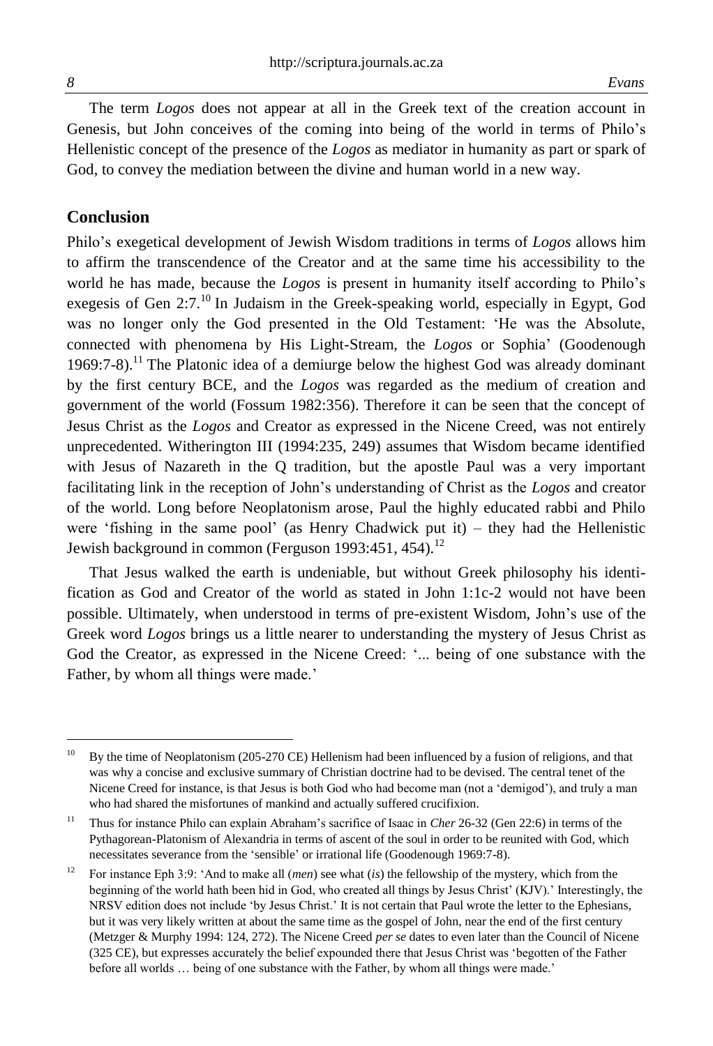The term *Logos* does not appear at all in the Greek text of the creation account in Genesis, but John conceives of the coming into being of the world in terms of Philo's Hellenistic concept of the presence of the *Logos* as mediator in humanity as part or spark of God, to convey the mediation between the divine and human world in a new way.

## Conclusion

Philo's exegetical development of Jewish Wisdom traditions in terms of *Logos* allows him to affirm the transcendence of the Creator and at the same time his accessibility to the world he has made, because the *Logos* is present in humanity itself according to Philo's exegesis of Gen 2:7.[10] In Judaism in the Greek-speaking world, especially in Egypt, God was no longer only the God presented in the Old Testament: 'He was the Absolute, connected with phenomena by His Light-Stream, the *Logos* or Sophia' (Goodenough 1969:7-8).[11] The Platonic idea of a demiurge below the highest God was already dominant by the first century BCE, and the *Logos* was regarded as the medium of creation and government of the world (Fossum 1982:356). Therefore it can be seen that the concept of Jesus Christ as the *Logos* and Creator as expressed in the Nicene Creed, was not entirely unprecedented. Witherington III (1994:235, 249) assumes that Wisdom became identified with Jesus of Nazareth in the Q tradition, but the apostle Paul was a very important facilitating link in the reception of John's understanding of Christ as the *Logos* and creator of the world. Long before Neoplatonism arose, Paul the highly educated rabbi and Philo were 'fishing in the same pool' (as Henry Chadwick put it) – they had the Hellenistic Jewish background in common (Ferguson 1993:451, 454).[12]

That Jesus walked the earth is undeniable, but without Greek philosophy his identification as God and Creator of the world as stated in John 1:1c-2 would not have been possible. Ultimately, when understood in terms of pre-existent Wisdom, John's use of the Greek word *Logos* brings us a little nearer to understanding the mystery of Jesus Christ as God the Creator, as expressed in the Nicene Creed: '... being of one substance with the Father, by whom all things were made.'

---

[10] By the time of Neoplatonism (205-270 CE) Hellenism had been influenced by a fusion of religions, and that was why a concise and exclusive summary of Christian doctrine had to be devised. The central tenet of the Nicene Creed for instance, is that Jesus is both God who had become man (not a 'demigod'), and truly a man who had shared the misfortunes of mankind and actually suffered crucifixion.

[11] Thus for instance Philo can explain Abraham's sacrifice of Isaac in *Cher* 26-32 (Gen 22:6) in terms of the Pythagorean-Platonism of Alexandria in terms of ascent of the soul in order to be reunited with God, which necessitates severance from the 'sensible' or irrational life (Goodenough 1969:7-8).

[12] For instance Eph 3:9: 'And to make all (*men*) see what (*is*) the fellowship of the mystery, which from the beginning of the world hath been hid in God, who created all things by Jesus Christ' (KJV).' Interestingly, the NRSV edition does not include 'by Jesus Christ.' It is not certain that Paul wrote the letter to the Ephesians, but it was very likely written at about the same time as the gospel of John, near the end of the first century (Metzger & Murphy 1994: 124, 272). The Nicene Creed *per se* dates to even later than the Council of Nicene (325 CE), but expresses accurately the belief expounded there that Jesus Christ was 'begotten of the Father before all worlds … being of one substance with the Father, by whom all things were made.'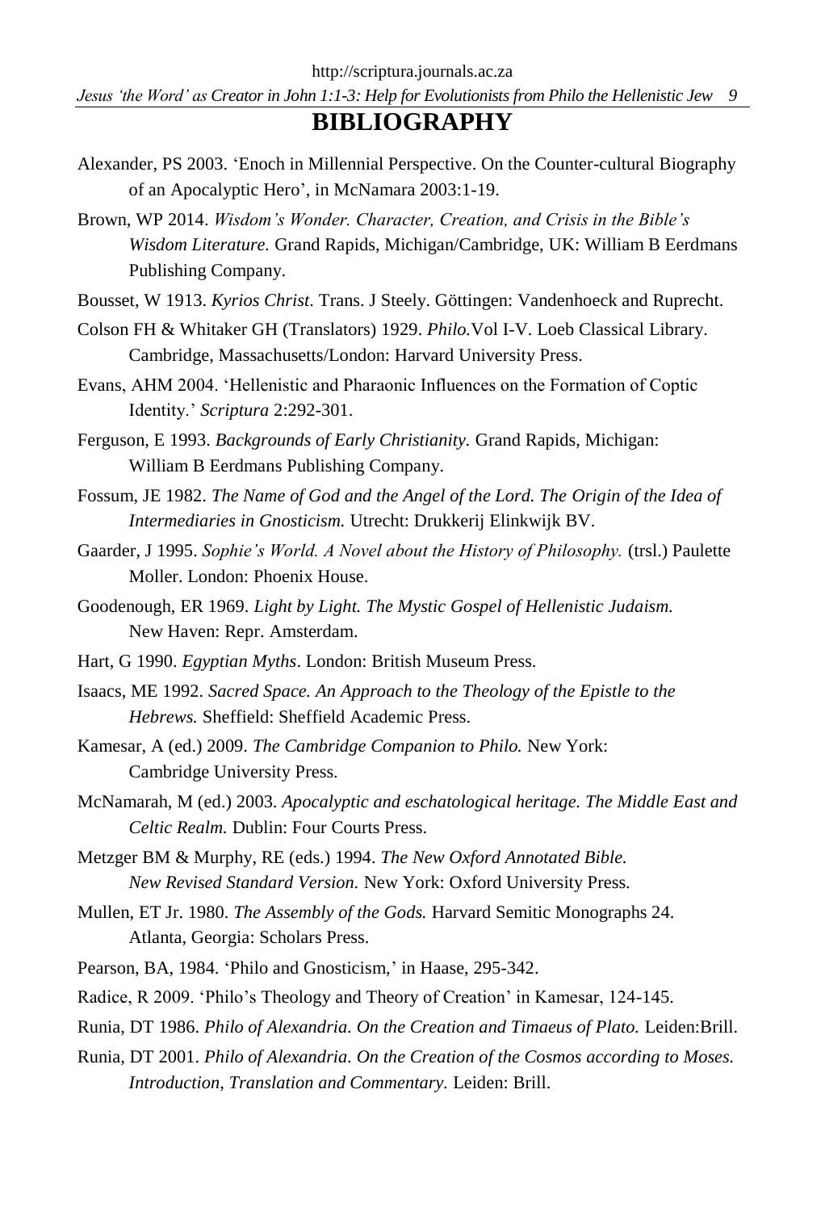# BIBLIOGRAPHY

Alexander, PS 2003. 'Enoch in Millennial Perspective. On the Counter-cultural Biography of an Apocalyptic Hero', in McNamara 2003:1-19.

Brown, WP 2014. *Wisdom's Wonder. Character, Creation, and Crisis in the Bible's Wisdom Literature.* Grand Rapids, Michigan/Cambridge, UK: William B Eerdmans Publishing Company.

Bousset, W 1913. *Kyrios Christ*. Trans. J Steely. Göttingen: Vandenhoeck and Ruprecht.

Colson FH & Whitaker GH (Translators) 1929. *Philo.*Vol I-V. Loeb Classical Library. Cambridge, Massachusetts/London: Harvard University Press.

Evans, AHM 2004. 'Hellenistic and Pharaonic Influences on the Formation of Coptic Identity.' *Scriptura* 2:292-301.

Ferguson, E 1993. *Backgrounds of Early Christianity.* Grand Rapids, Michigan: William B Eerdmans Publishing Company.

Fossum, JE 1982. *The Name of God and the Angel of the Lord. The Origin of the Idea of Intermediaries in Gnosticism.* Utrecht: Drukkerij Elinkwijk BV.

Gaarder, J 1995. *Sophie's World. A Novel about the History of Philosophy.* (trsl.) Paulette Moller. London: Phoenix House.

Goodenough, ER 1969. *Light by Light. The Mystic Gospel of Hellenistic Judaism.* New Haven: Repr. Amsterdam.

Hart, G 1990. *Egyptian Myths*. London: British Museum Press.

Isaacs, ME 1992. *Sacred Space. An Approach to the Theology of the Epistle to the Hebrews.* Sheffield: Sheffield Academic Press.

Kamesar, A (ed.) 2009. *The Cambridge Companion to Philo.* New York: Cambridge University Press.

McNamarah, M (ed.) 2003. *Apocalyptic and eschatological heritage. The Middle East and Celtic Realm.* Dublin: Four Courts Press.

Metzger BM & Murphy, RE (eds.) 1994. *The New Oxford Annotated Bible. New Revised Standard Version.* New York: Oxford University Press.

Mullen, ET Jr. 1980. *The Assembly of the Gods.* Harvard Semitic Monographs 24. Atlanta, Georgia: Scholars Press.

Pearson, BA, 1984. 'Philo and Gnosticism,' in Haase, 295-342.

Radice, R 2009. 'Philo's Theology and Theory of Creation' in Kamesar, 124-145.

Runia, DT 1986. *Philo of Alexandria. On the Creation and Timaeus of Plato.* Leiden:Brill.

Runia, DT 2001. *Philo of Alexandria. On the Creation of the Cosmos according to Moses. Introduction, Translation and Commentary.* Leiden: Brill.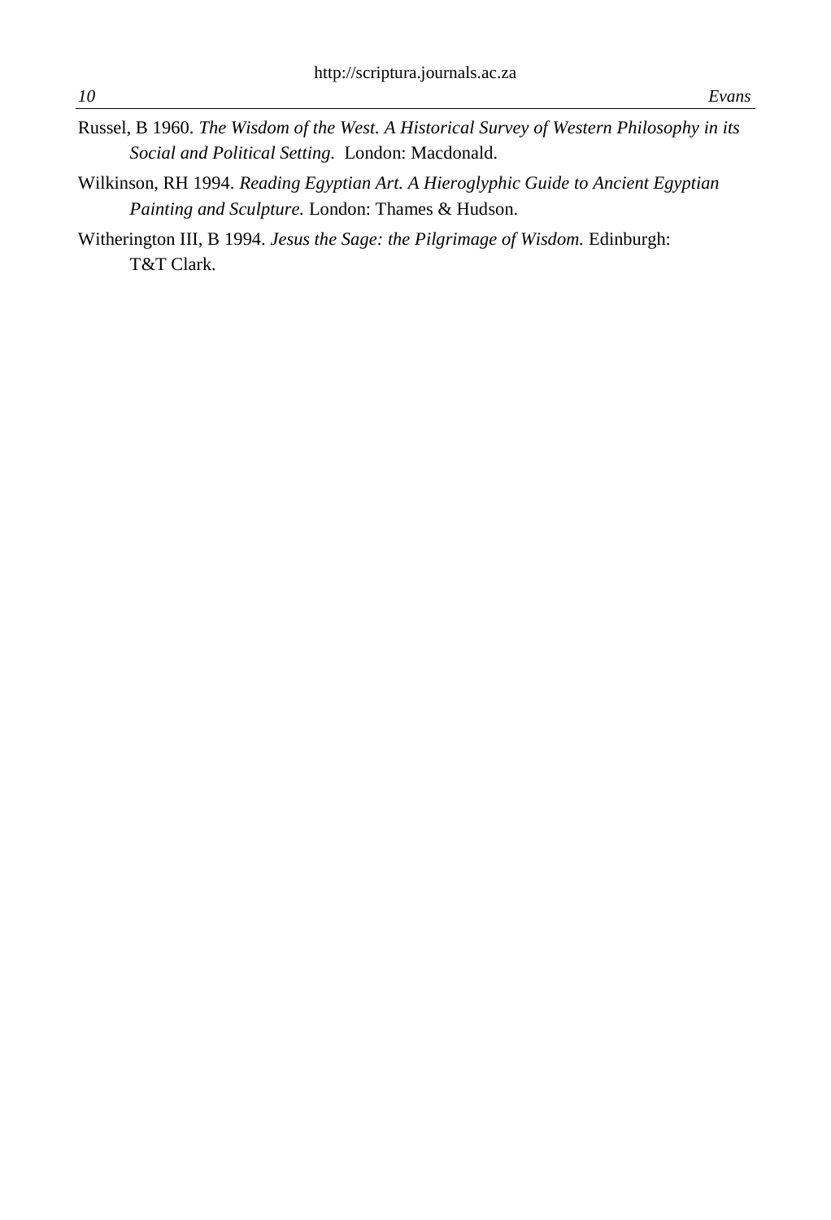Russel, B 1960. *The Wisdom of the West. A Historical Survey of Western Philosophy in its Social and Political Setting.* London: Macdonald.

Wilkinson, RH 1994. *Reading Egyptian Art. A Hieroglyphic Guide to Ancient Egyptian Painting and Sculpture.* London: Thames & Hudson.

Witherington III, B 1994. *Jesus the Sage: the Pilgrimage of Wisdom.* Edinburgh: T&T Clark.